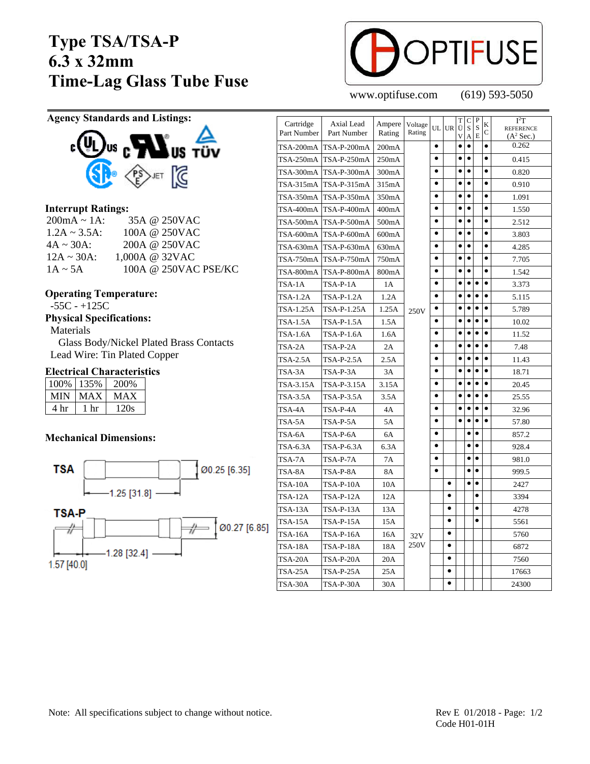# Type TSA/TSA-P
# 6.3 x 32mm
# Time-Lag Glass Tube Fuse

**OPTIFUSE**

www.optifuse.com (619) 593-5050

## Agency Standards and Listings:

## Interrupt Ratings:

| | |
|---|---|
| 200mA ~ 1A: | 35A @ 250VAC |
| 1.2A ~ 3.5A: | 100A @ 250VAC |
| 4A ~ 30A: | 200A @ 250VAC |
| 12A ~ 30A: | 1,000A @ 32VAC |
| 1A ~ 5A | 100A @ 250VAC PSE/KC |

## Operating Temperature:

-55C - +125C

## Physical Specifications:

Materials

Glass Body/Nickel Plated Brass Contacts

Lead Wire: Tin Plated Copper

## Electrical Characteristics

| 100% | 135% | 200% |
|---|---|---|
| MIN | MAX | MAX |
| 4 hr | 1 hr | 120s |

## Mechanical Dimensions:

TSA: Ø0.25 [6.35], 1.25 [31.8]

TSA-P: Ø0.27 [6.85], 1.28 [32.4], 1.57 [40.0]

| Cartridge Part Number | Axial Lead Part Number | Ampere Rating | Voltage Rating | UL | UR | TÜV | CSA | PSE | KC | $I^2T$ REFERENCE ($A^2$ Sec.) |
|---|---|---|---|---|---|---|---|---|---|---|
| TSA-200mA | TSA-P-200mA | 200mA | 250V | • | | • | • | | • | 0.262 |
| TSA-250mA | TSA-P-250mA | 250mA | 250V | • | | • | • | | • | 0.415 |
| TSA-300mA | TSA-P-300mA | 300mA | 250V | • | | • | • | | • | 0.820 |
| TSA-315mA | TSA-P-315mA | 315mA | 250V | • | | • | • | | • | 0.910 |
| TSA-350mA | TSA-P-350mA | 350mA | 250V | • | | • | • | | • | 1.091 |
| TSA-400mA | TSA-P-400mA | 400mA | 250V | • | | • | • | | • | 1.550 |
| TSA-500mA | TSA-P-500mA | 500mA | 250V | • | | • | • | | • | 2.512 |
| TSA-600mA | TSA-P-600mA | 600mA | 250V | • | | • | • | | • | 3.803 |
| TSA-630mA | TSA-P-630mA | 630mA | 250V | • | | • | • | | • | 4.285 |
| TSA-750mA | TSA-P-750mA | 750mA | 250V | • | | • | • | | • | 7.705 |
| TSA-800mA | TSA-P-800mA | 800mA | 250V | • | | • | • | | • | 1.542 |
| TSA-1A | TSA-P-1A | 1A | 250V | • | | • | • | • | • | 3.373 |
| TSA-1.2A | TSA-P-1.2A | 1.2A | 250V | • | | • | • | • | • | 5.115 |
| TSA-1.25A | TSA-P-1.25A | 1.25A | 250V | • | | • | • | • | • | 5.789 |
| TSA-1.5A | TSA-P-1.5A | 1.5A | 250V | • | | • | • | • | • | 10.02 |
| TSA-1.6A | TSA-P-1.6A | 1.6A | 250V | • | | • | • | • | • | 11.52 |
| TSA-2A | TSA-P-2A | 2A | 250V | • | | • | • | • | • | 7.48 |
| TSA-2.5A | TSA-P-2.5A | 2.5A | 250V | • | | • | • | • | • | 11.43 |
| TSA-3A | TSA-P-3A | 3A | 250V | • | | • | • | • | • | 18.71 |
| TSA-3.15A | TSA-P-3.15A | 3.15A | 250V | • | | • | • | • | • | 20.45 |
| TSA-3.5A | TSA-P-3.5A | 3.5A | 250V | • | | • | • | • | • | 25.55 |
| TSA-4A | TSA-P-4A | 4A | 250V | • | | • | • | • | • | 32.96 |
| TSA-5A | TSA-P-5A | 5A | 250V | • | | • | • | • | • | 57.80 |
| TSA-6A | TSA-P-6A | 6A | 250V | • | | | • | • | | 857.2 |
| TSA-6.3A | TSA-P-6.3A | 6.3A | 250V | • | | | • | • | | 928.4 |
| TSA-7A | TSA-P-7A | 7A | 250V | • | | | • | • | | 981.0 |
| TSA-8A | TSA-P-8A | 8A | 250V | • | | | • | • | | 999.5 |
| TSA-10A | TSA-P-10A | 10A | 250V | | • | | • | • | | 2427 |
| TSA-12A | TSA-P-12A | 12A | 32V 250V | | • | | | • | | 3394 |
| TSA-13A | TSA-P-13A | 13A | 32V 250V | | • | | | • | | 4278 |
| TSA-15A | TSA-P-15A | 15A | 32V 250V | | • | | | • | | 5561 |
| TSA-16A | TSA-P-16A | 16A | 32V 250V | | • | | | | | 5760 |
| TSA-18A | TSA-P-18A | 18A | 32V 250V | | • | | | | | 6872 |
| TSA-20A | TSA-P-20A | 20A | 32V 250V | | • | | | | | 7560 |
| TSA-25A | TSA-P-25A | 25A | 32V 250V | | • | | | | | 17663 |
| TSA-30A | TSA-P-30A | 30A | 32V 250V | | • | | | | | 24300 |

Note: All specifications subject to change without notice.

Rev E 01/2018
Code H01-01H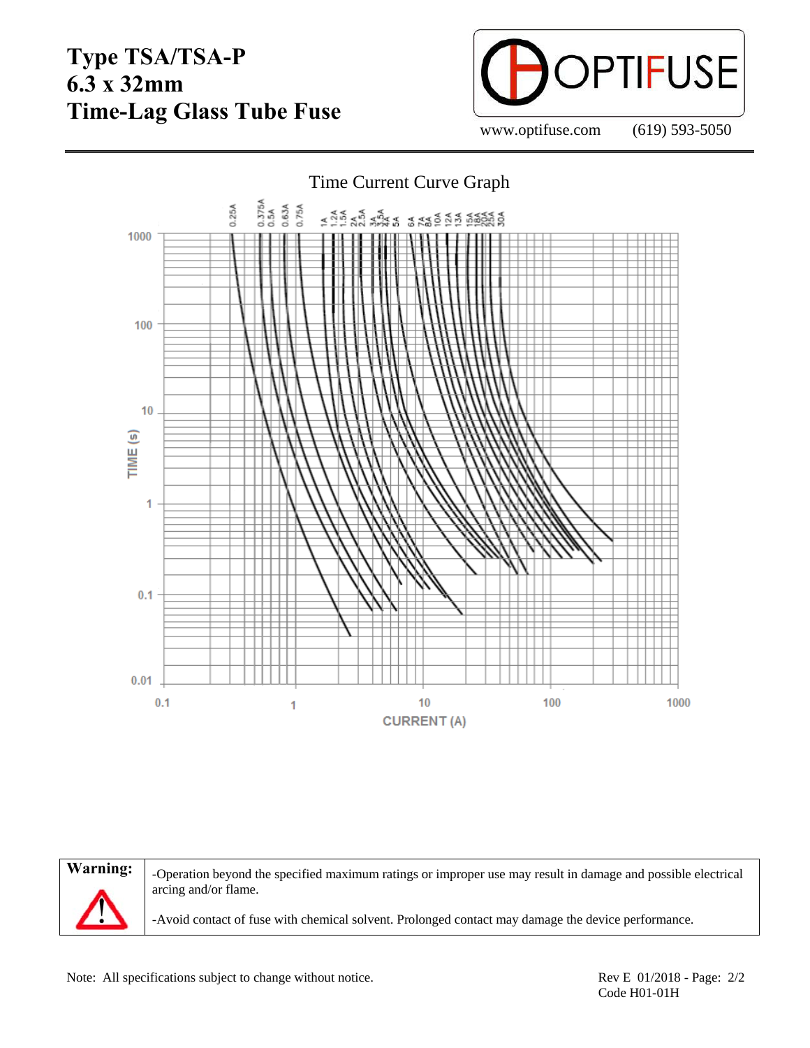# Type TSA/TSA-P
# 6.3 x 32mm
# Time-Lag Glass Tube Fuse

OPTIFUSE

www.optifuse.com (619) 593-5050

## Time Current Curve Graph

0.25A 0.375A 0.5A 0.63A 0.75A 1A 1.2A 1.5A 2A 2.5A 3A 3.5A 4A 5A 6A 7A 8A 10A 12A 13A 15A 16A 20A 25A 30A

TIME (s)

1000
100
10
1
0.1
0.01

0.1
1
10
100
1000

CURRENT (A)

| **Warning:** | -Operation beyond the specified maximum ratings or improper use may result in damage and possible electrical arcing and/or flame.<br><br>-Avoid contact of fuse with chemical solvent. Prolonged contact may damage the device performance. |
|---|---|

Note: All specifications subject to change without notice.

Rev E 01/2018 - Page: 2/2
Code H01-01H